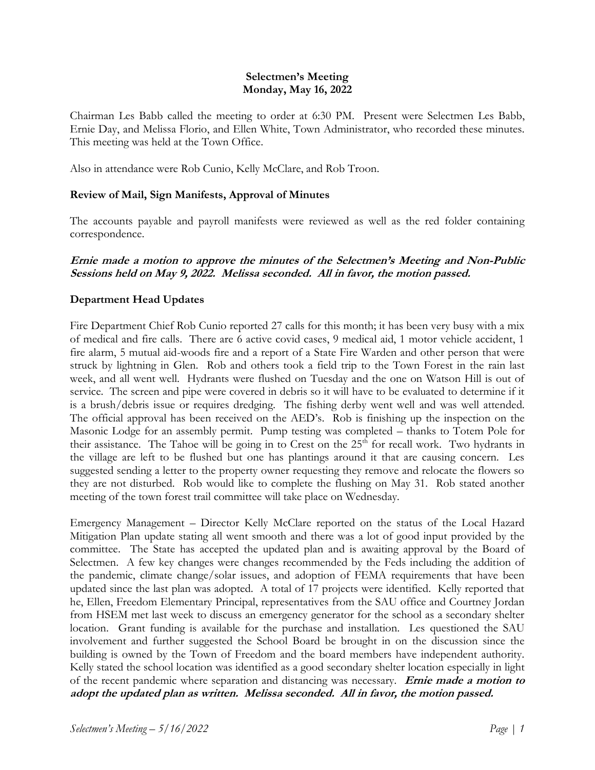**Selectmen's Meeting**
**Monday, May 16, 2022**

Chairman Les Babb called the meeting to order at 6:30 PM. Present were Selectmen Les Babb, Ernie Day, and Melissa Florio, and Ellen White, Town Administrator, who recorded these minutes. This meeting was held at the Town Office.

Also in attendance were Rob Cunio, Kelly McClare, and Rob Troon.

**Review of Mail, Sign Manifests, Approval of Minutes**

The accounts payable and payroll manifests were reviewed as well as the red folder containing correspondence.

***Ernie made a motion to approve the minutes of the Selectmen's Meeting and Non-Public Sessions held on May 9, 2022. Melissa seconded. All in favor, the motion passed.***

**Department Head Updates**

Fire Department Chief Rob Cunio reported 27 calls for this month; it has been very busy with a mix of medical and fire calls. There are 6 active covid cases, 9 medical aid, 1 motor vehicle accident, 1 fire alarm, 5 mutual aid-woods fire and a report of a State Fire Warden and other person that were struck by lightning in Glen. Rob and others took a field trip to the Town Forest in the rain last week, and all went well. Hydrants were flushed on Tuesday and the one on Watson Hill is out of service. The screen and pipe were covered in debris so it will have to be evaluated to determine if it is a brush/debris issue or requires dredging. The fishing derby went well and was well attended. The official approval has been received on the AED's. Rob is finishing up the inspection on the Masonic Lodge for an assembly permit. Pump testing was completed – thanks to Totem Pole for their assistance. The Tahoe will be going in to Crest on the 25th for recall work. Two hydrants in the village are left to be flushed but one has plantings around it that are causing concern. Les suggested sending a letter to the property owner requesting they remove and relocate the flowers so they are not disturbed. Rob would like to complete the flushing on May 31. Rob stated another meeting of the town forest trail committee will take place on Wednesday.

Emergency Management – Director Kelly McClare reported on the status of the Local Hazard Mitigation Plan update stating all went smooth and there was a lot of good input provided by the committee. The State has accepted the updated plan and is awaiting approval by the Board of Selectmen. A few key changes were changes recommended by the Feds including the addition of the pandemic, climate change/solar issues, and adoption of FEMA requirements that have been updated since the last plan was adopted. A total of 17 projects were identified. Kelly reported that he, Ellen, Freedom Elementary Principal, representatives from the SAU office and Courtney Jordan from HSEM met last week to discuss an emergency generator for the school as a secondary shelter location. Grant funding is available for the purchase and installation. Les questioned the SAU involvement and further suggested the School Board be brought in on the discussion since the building is owned by the Town of Freedom and the board members have independent authority. Kelly stated the school location was identified as a good secondary shelter location especially in light of the recent pandemic where separation and distancing was necessary. ***Ernie made a motion to adopt the updated plan as written. Melissa seconded. All in favor, the motion passed.***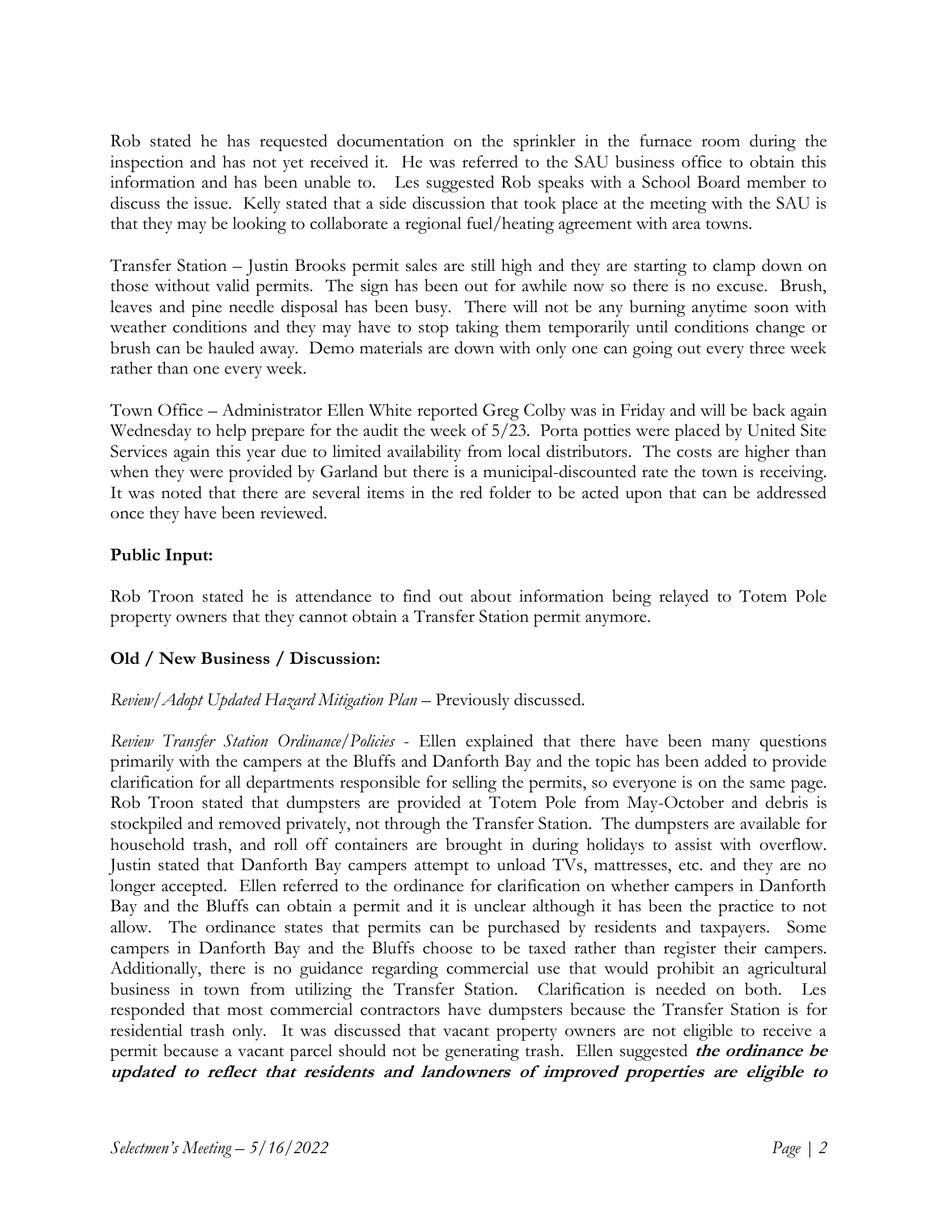Rob stated he has requested documentation on the sprinkler in the furnace room during the inspection and has not yet received it. He was referred to the SAU business office to obtain this information and has been unable to. Les suggested Rob speaks with a School Board member to discuss the issue. Kelly stated that a side discussion that took place at the meeting with the SAU is that they may be looking to collaborate a regional fuel/heating agreement with area towns.

Transfer Station – Justin Brooks permit sales are still high and they are starting to clamp down on those without valid permits. The sign has been out for awhile now so there is no excuse. Brush, leaves and pine needle disposal has been busy. There will not be any burning anytime soon with weather conditions and they may have to stop taking them temporarily until conditions change or brush can be hauled away. Demo materials are down with only one can going out every three week rather than one every week.

Town Office – Administrator Ellen White reported Greg Colby was in Friday and will be back again Wednesday to help prepare for the audit the week of 5/23. Porta potties were placed by United Site Services again this year due to limited availability from local distributors. The costs are higher than when they were provided by Garland but there is a municipal-discounted rate the town is receiving. It was noted that there are several items in the red folder to be acted upon that can be addressed once they have been reviewed.

**Public Input:**

Rob Troon stated he is attendance to find out about information being relayed to Totem Pole property owners that they cannot obtain a Transfer Station permit anymore.

**Old / New Business / Discussion:**

*Review/Adopt Updated Hazard Mitigation Plan* – Previously discussed.

*Review Transfer Station Ordinance/Policies* - Ellen explained that there have been many questions primarily with the campers at the Bluffs and Danforth Bay and the topic has been added to provide clarification for all departments responsible for selling the permits, so everyone is on the same page. Rob Troon stated that dumpsters are provided at Totem Pole from May-October and debris is stockpiled and removed privately, not through the Transfer Station. The dumpsters are available for household trash, and roll off containers are brought in during holidays to assist with overflow. Justin stated that Danforth Bay campers attempt to unload TVs, mattresses, etc. and they are no longer accepted. Ellen referred to the ordinance for clarification on whether campers in Danforth Bay and the Bluffs can obtain a permit and it is unclear although it has been the practice to not allow. The ordinance states that permits can be purchased by residents and taxpayers. Some campers in Danforth Bay and the Bluffs choose to be taxed rather than register their campers. Additionally, there is no guidance regarding commercial use that would prohibit an agricultural business in town from utilizing the Transfer Station. Clarification is needed on both. Les responded that most commercial contractors have dumpsters because the Transfer Station is for residential trash only. It was discussed that vacant property owners are not eligible to receive a permit because a vacant parcel should not be generating trash. Ellen suggested ***the ordinance be updated to reflect that residents and landowners of improved properties are eligible to***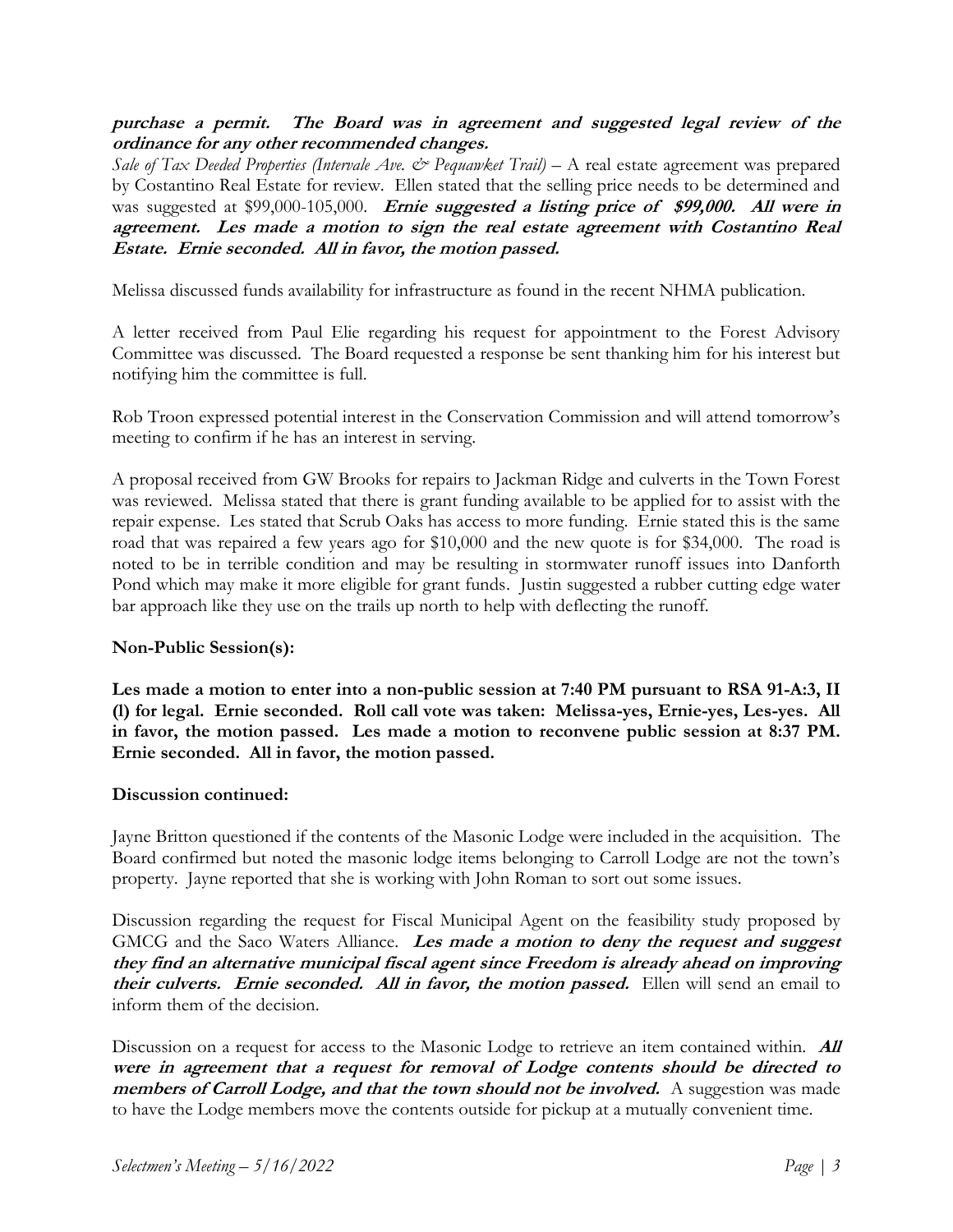***purchase a permit. The Board was in agreement and suggested legal review of the ordinance for any other recommended changes.***

*Sale of Tax Deeded Properties (Intervale Ave. & Pequawket Trail)* – A real estate agreement was prepared by Costantino Real Estate for review. Ellen stated that the selling price needs to be determined and was suggested at $99,000-105,000. ***Ernie suggested a listing price of $99,000. All were in agreement. Les made a motion to sign the real estate agreement with Costantino Real Estate. Ernie seconded. All in favor, the motion passed.***

Melissa discussed funds availability for infrastructure as found in the recent NHMA publication.

A letter received from Paul Elie regarding his request for appointment to the Forest Advisory Committee was discussed. The Board requested a response be sent thanking him for his interest but notifying him the committee is full.

Rob Troon expressed potential interest in the Conservation Commission and will attend tomorrow's meeting to confirm if he has an interest in serving.

A proposal received from GW Brooks for repairs to Jackman Ridge and culverts in the Town Forest was reviewed. Melissa stated that there is grant funding available to be applied for to assist with the repair expense. Les stated that Scrub Oaks has access to more funding. Ernie stated this is the same road that was repaired a few years ago for $10,000 and the new quote is for $34,000. The road is noted to be in terrible condition and may be resulting in stormwater runoff issues into Danforth Pond which may make it more eligible for grant funds. Justin suggested a rubber cutting edge water bar approach like they use on the trails up north to help with deflecting the runoff.

**Non-Public Session(s):**

**Les made a motion to enter into a non-public session at 7:40 PM pursuant to RSA 91-A:3, II (l) for legal. Ernie seconded. Roll call vote was taken: Melissa-yes, Ernie-yes, Les-yes. All in favor, the motion passed. Les made a motion to reconvene public session at 8:37 PM. Ernie seconded. All in favor, the motion passed.**

**Discussion continued:**

Jayne Britton questioned if the contents of the Masonic Lodge were included in the acquisition. The Board confirmed but noted the masonic lodge items belonging to Carroll Lodge are not the town's property. Jayne reported that she is working with John Roman to sort out some issues.

Discussion regarding the request for Fiscal Municipal Agent on the feasibility study proposed by GMCG and the Saco Waters Alliance. ***Les made a motion to deny the request and suggest they find an alternative municipal fiscal agent since Freedom is already ahead on improving their culverts. Ernie seconded. All in favor, the motion passed.*** Ellen will send an email to inform them of the decision.

Discussion on a request for access to the Masonic Lodge to retrieve an item contained within. ***All were in agreement that a request for removal of Lodge contents should be directed to members of Carroll Lodge, and that the town should not be involved.*** A suggestion was made to have the Lodge members move the contents outside for pickup at a mutually convenient time.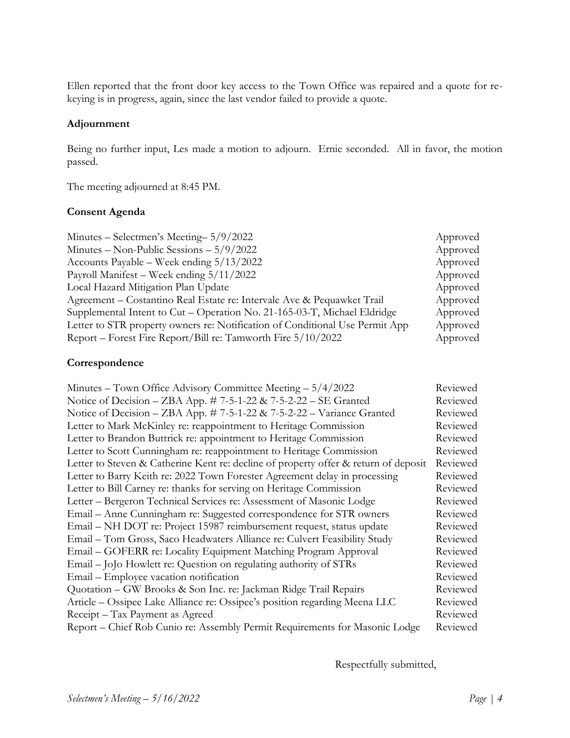Ellen reported that the front door key access to the Town Office was repaired and a quote for re-keying is in progress, again, since the last vendor failed to provide a quote.

**Adjournment**

Being no further input, Les made a motion to adjourn. Ernie seconded. All in favor, the motion passed.

The meeting adjourned at 8:45 PM.

**Consent Agenda**

| | |
|---|---|
| Minutes – Selectmen's Meeting– 5/9/2022 | Approved |
| Minutes – Non-Public Sessions – 5/9/2022 | Approved |
| Accounts Payable – Week ending 5/13/2022 | Approved |
| Payroll Manifest – Week ending 5/11/2022 | Approved |
| Local Hazard Mitigation Plan Update | Approved |
| Agreement – Costantino Real Estate re: Intervale Ave & Pequawket Trail | Approved |
| Supplemental Intent to Cut – Operation No. 21-165-03-T, Michael Eldridge | Approved |
| Letter to STR property owners re: Notification of Conditional Use Permit App | Approved |
| Report – Forest Fire Report/Bill re: Tamworth Fire 5/10/2022 | Approved |

**Correspondence**

| | |
|---|---|
| Minutes – Town Office Advisory Committee Meeting – 5/4/2022 | Reviewed |
| Notice of Decision – ZBA App. # 7-5-1-22 & 7-5-2-22 – SE Granted | Reviewed |
| Notice of Decision – ZBA App. # 7-5-1-22 & 7-5-2-22 – Variance Granted | Reviewed |
| Letter to Mark McKinley re: reappointment to Heritage Commission | Reviewed |
| Letter to Brandon Buttrick re: appointment to Heritage Commission | Reviewed |
| Letter to Scott Cunningham re: reappointment to Heritage Commission | Reviewed |
| Letter to Steven & Catherine Kent re: decline of property offer & return of deposit | Reviewed |
| Letter to Barry Keith re: 2022 Town Forester Agreement delay in processing | Reviewed |
| Letter to Bill Carney re: thanks for serving on Heritage Commission | Reviewed |
| Letter – Bergeron Technical Services re: Assessment of Masonic Lodge | Reviewed |
| Email – Anne Cunningham re: Suggested correspondence for STR owners | Reviewed |
| Email – NH DOT re: Project 15987 reimbursement request, status update | Reviewed |
| Email – Tom Gross, Saco Headwaters Alliance re: Culvert Feasibility Study | Reviewed |
| Email – GOFERR re: Locality Equipment Matching Program Approval | Reviewed |
| Email – JoJo Howlett re: Question on regulating authority of STRs | Reviewed |
| Email – Employee vacation notification | Reviewed |
| Quotation – GW Brooks & Son Inc. re: Jackman Ridge Trail Repairs | Reviewed |
| Article – Ossipee Lake Alliance re: Ossipee's position regarding Meena LLC | Reviewed |
| Receipt – Tax Payment as Agreed | Reviewed |
| Report – Chief Rob Cunio re: Assembly Permit Requirements for Masonic Lodge | Reviewed |

Respectfully submitted,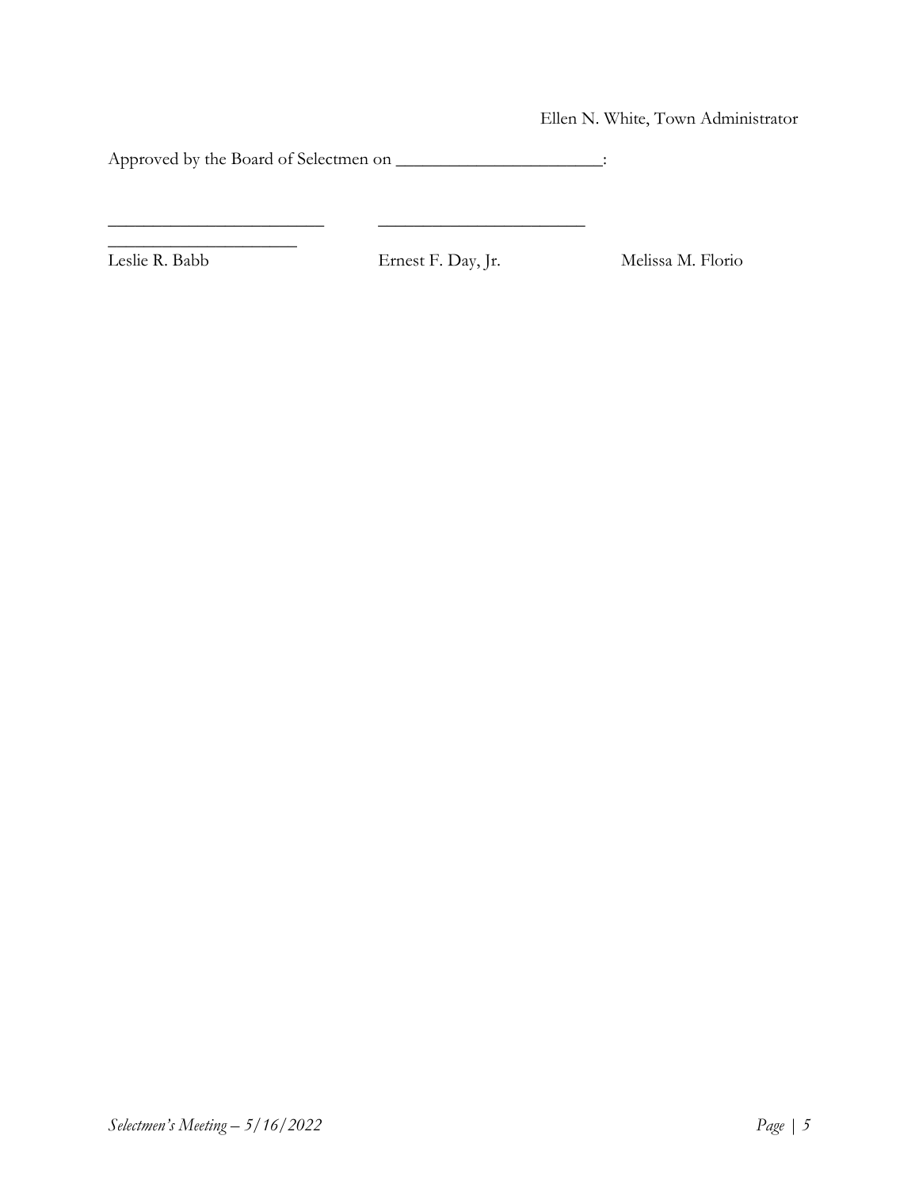Ellen N. White, Town Administrator

Approved by the Board of Selectmen on ________________________:

________________________ ________________________ ____________________

Leslie R. Babb Ernest F. Day, Jr. Melissa M. Florio